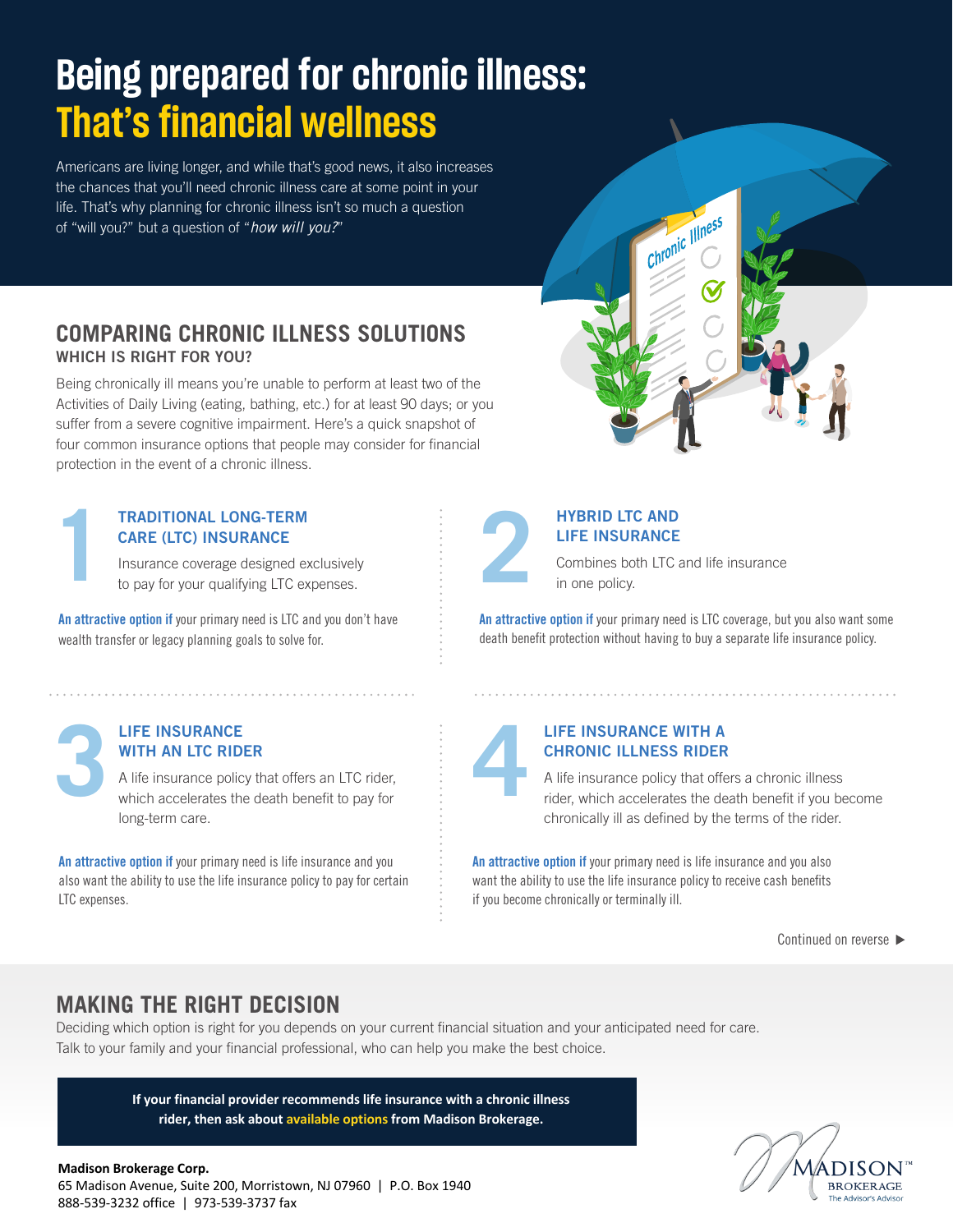# Being prepared for chronic illness: That's financial wellness

Americans are living longer, and while that's good news, it also increases the chances that you'll need chronic illness care at some point in your life. That's why planning for chronic illness isn't so much a question of "will you?" but a question of "*how will you?*"

## COMPARING CHRONIC ILLNESS SOLUTIONS

### WHICH IS RIGHT FOR YOU?

Being chronically ill means you're unable to perform at least two of the Activities of Daily Living (eating, bathing, etc.) for at least 90 days; or you suffer from a severe cognitive impairment. Here's a quick snapshot of four common insurance options that people may consider for financial protection in the event of a chronic illness.

### 1 TRADITIONAL LONG-TERM CARE (LTC) INSURANCE

Insurance coverage designed exclusively to pay for your qualifying LTC expenses.

**An attractive option if** your primary need is LTC and you don't have wealth transfer or legacy planning goals to solve for.

### 2 HYBRID LTC AND LIFE INSURANCE

Combines both LTC and life insurance in one policy.

**An attractive option if** your primary need is LTC coverage, but you also want some death benefit protection without having to buy a separate life insurance policy.

### 3 LIFE INSURANCE WITH AN LTC RIDER

A life insurance policy that offers an LTC rider, which accelerates the death benefit to pay for long-term care.

**An attractive option if** your primary need is life insurance and you also want the ability to use the life insurance policy to pay for certain LTC expenses.

### 4 LIFE INSURANCE WITH A CHRONIC ILLNESS RIDER

A life insurance policy that offers a chronic illness rider, which accelerates the death benefit if you become chronically ill as defined by the terms of the rider.

**An attractive option if** your primary need is life insurance and you also want the ability to use the life insurance policy to receive cash benefits if you become chronically or terminally ill.

Continued on reverse ▶

## MAKING THE RIGHT DECISION

Deciding which option is right for you depends on your current financial situation and your anticipated need for care. Talk to your family and your financial professional, who can help you make the best choice.

**If your financial provider recommends life insurance with a chronic illness rider, then ask about available options from Madison Brokerage.**

**Madison Brokerage Corp.**
65 Madison Avenue, Suite 200, Morristown, NJ 07960 | P.O. Box 1940
888-539-3232 office | 973-539-3737 fax

MADISON™ BROKERAGE
The Advisor's Advisor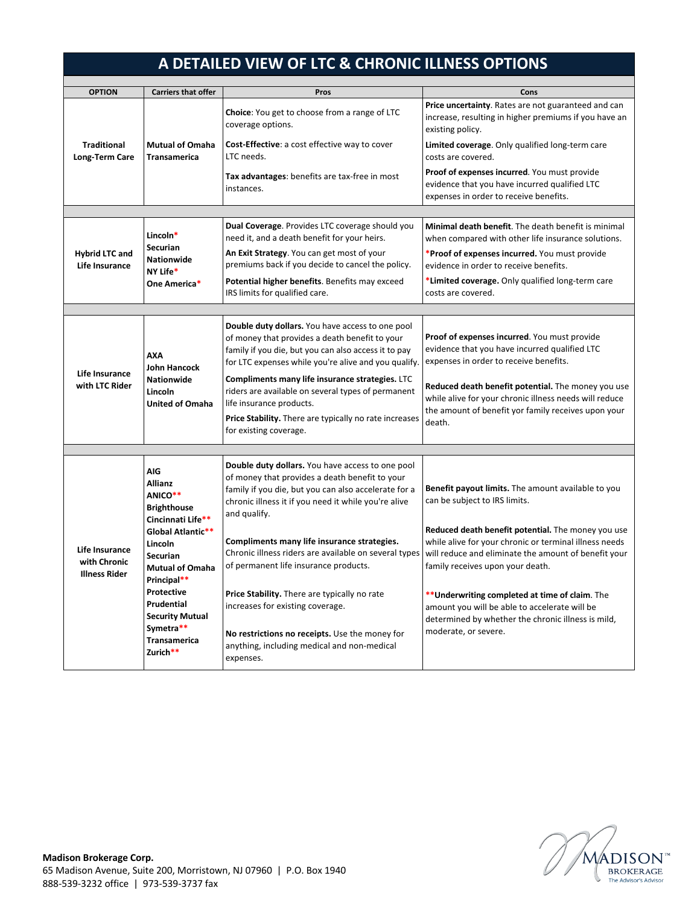# A DETAILED VIEW OF LTC & CHRONIC ILLNESS OPTIONS

| OPTION | Carriers that offer | Pros | Cons |
|---|---|---|---|
| **Traditional Long-Term Care** | **Mutual of Omaha**<br>**Transamerica** | **Choice**: You get to choose from a range of LTC coverage options.<br>**Cost-Effective**: a cost effective way to cover LTC needs.<br>**Tax advantages**: benefits are tax-free in most instances. | **Price uncertainty**. Rates are not guaranteed and can increase, resulting in higher premiums if you have an existing policy.<br>**Limited coverage**. Only qualified long-term care costs are covered.<br>**Proof of expenses incurred**. You must provide evidence that you have incurred qualified LTC expenses in order to receive benefits. |
| **Hybrid LTC and Life Insurance** | **Lincoln***<br>**Securian**<br>**Nationwide**<br>**NY Life***<br>**One America*** | **Dual Coverage**. Provides LTC coverage should you need it, and a death benefit for your heirs.<br>**An Exit Strategy**. You can get most of your premiums back if you decide to cancel the policy.<br>**Potential higher benefits**. Benefits may exceed IRS limits for qualified care. | **Minimal death benefit**. The death benefit is minimal when compared with other life insurance solutions.<br>***Proof of expenses incurred.** You must provide evidence in order to receive benefits.<br>***Limited coverage.** Only qualified long-term care costs are covered. |
| **Life Insurance with LTC Rider** | **AXA**<br>**John Hancock**<br>**Nationwide**<br>**Lincoln**<br>**United of Omaha** | **Double duty dollars.** You have access to one pool of money that provides a death benefit to your family if you die, but you can also access it to pay for LTC expenses while you're alive and you qualify.<br>**Compliments many life insurance strategies.** LTC riders are available on several types of permanent life insurance products.<br>**Price Stability.** There are typically no rate increases for existing coverage. | **Proof of expenses incurred**. You must provide evidence that you have incurred qualified LTC expenses in order to receive benefits.<br>**Reduced death benefit potential.** The money you use while alive for your chronic illness needs will reduce the amount of benefit yor family receives upon your death. |
| **Life Insurance with Chronic Illness Rider** | **AIG**<br>**Allianz**<br>**ANICO****<br>**Brighthouse**<br>**Cincinnati Life****<br>**Global Atlantic****<br>**Lincoln**<br>**Securian**<br>**Mutual of Omaha**<br>**Principal****<br>**Protective**<br>**Prudential**<br>**Security Mutual**<br>**Symetra****<br>**Transamerica**<br>**Zurich**** | **Double duty dollars.** You have access to one pool of money that provides a death benefit to your family if you die, but you can also accelerate for a chronic illness it if you need it while you're alive and qualify.<br>**Compliments many life insurance strategies.** Chronic illness riders are available on several types of permanent life insurance products.<br>**Price Stability.** There are typically no rate increases for existing coverage.<br>**No restrictions no receipts.** Use the money for anything, including medical and non-medical expenses. | **Benefit payout limits.** The amount available to you can be subject to IRS limits.<br>**Reduced death benefit potential.** The money you use while alive for your chronic or terminal illness needs will reduce and eliminate the amount of benefit your family receives upon your death.<br>****Underwriting completed at time of claim**. The amount you will be able to accelerate will be determined by whether the chronic illness is mild, moderate, or severe. |

**Madison Brokerage Corp.**
65 Madison Avenue, Suite 200, Morristown, NJ 07960 | P.O. Box 1940
888-539-3232 office | 973-539-3737 fax

MADISON™ BROKERAGE The Advisor's Advisor